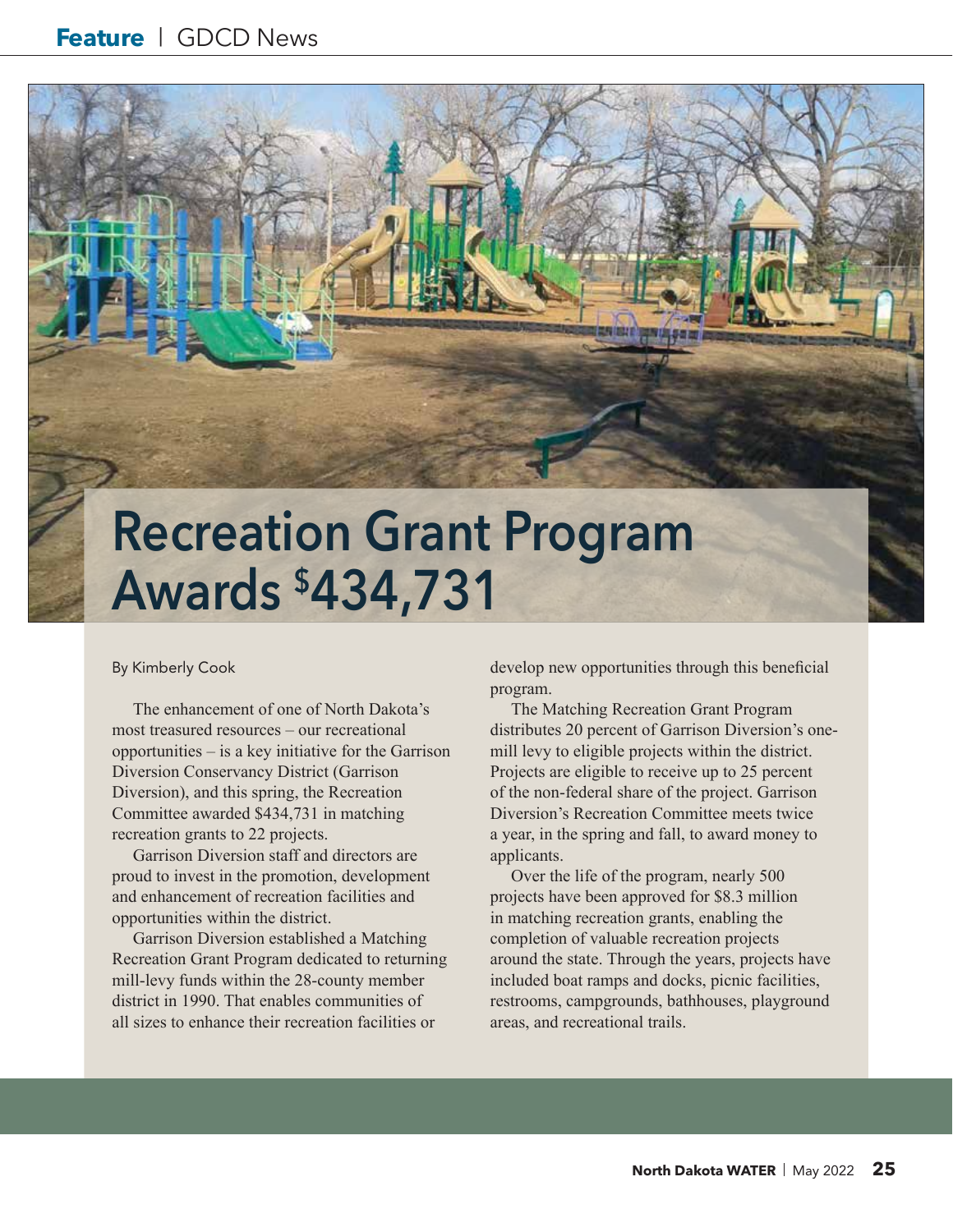# Recreation Grant Program Awards $434,731

By Kimberly Cook

The enhancement of one of North Dakota's most treasured resources – our recreational opportunities – is a key initiative for the Garrison Diversion Conservancy District (Garrison Diversion), and this spring, the Recreation Committee awarded $434,731 in matching recreation grants to 22 projects.

Garrison Diversion staff and directors are proud to invest in the promotion, development and enhancement of recreation facilities and opportunities within the district.

Garrison Diversion established a Matching Recreation Grant Program dedicated to returning mill-levy funds within the 28-county member district in 1990. That enables communities of all sizes to enhance their recreation facilities or develop new opportunities through this beneficial program.

The Matching Recreation Grant Program distributes 20 percent of Garrison Diversion's one-mill levy to eligible projects within the district. Projects are eligible to receive up to 25 percent of the non-federal share of the project. Garrison Diversion's Recreation Committee meets twice a year, in the spring and fall, to award money to applicants.

Over the life of the program, nearly 500 projects have been approved for $8.3 million in matching recreation grants, enabling the completion of valuable recreation projects around the state. Through the years, projects have included boat ramps and docks, picnic facilities, restrooms, campgrounds, bathhouses, playground areas, and recreational trails.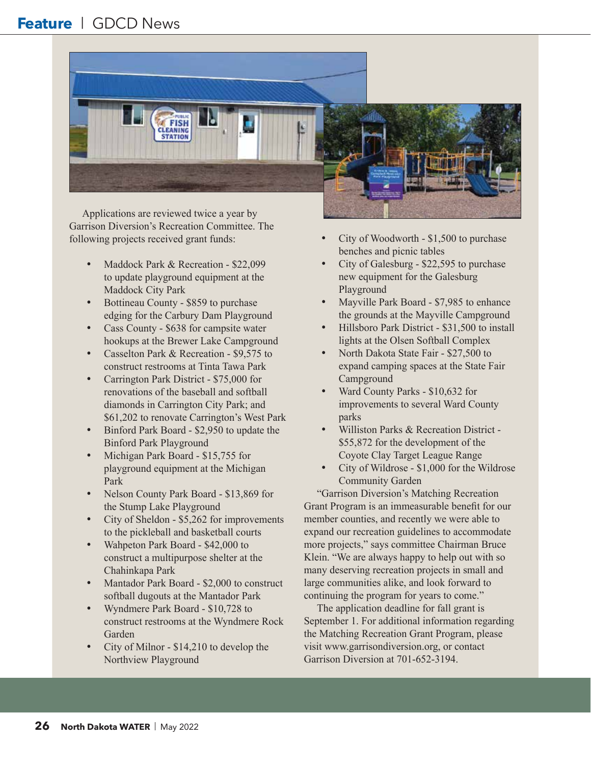Applications are reviewed twice a year by Garrison Diversion's Recreation Committee. The following projects received grant funds:

- Maddock Park & Recreation - $22,099 to update playground equipment at the Maddock City Park
- Bottineau County - $859 to purchase edging for the Carbury Dam Playground
- Cass County - $638 for campsite water hookups at the Brewer Lake Campground
- Casselton Park & Recreation - $9,575 to construct restrooms at Tinta Tawa Park
- Carrington Park District - $75,000 for renovations of the baseball and softball diamonds in Carrington City Park; and $61,202 to renovate Carrington's West Park
- Binford Park Board - $2,950 to update the Binford Park Playground
- Michigan Park Board - $15,755 for playground equipment at the Michigan Park
- Nelson County Park Board - $13,869 for the Stump Lake Playground
- City of Sheldon - $5,262 for improvements to the pickleball and basketball courts
- Wahpeton Park Board - $42,000 to construct a multipurpose shelter at the Chahinkapa Park
- Mantador Park Board - $2,000 to construct softball dugouts at the Mantador Park
- Wyndmere Park Board - $10,728 to construct restrooms at the Wyndmere Rock Garden
- City of Milnor - $14,210 to develop the Northview Playground
- City of Woodworth - $1,500 to purchase benches and picnic tables
- City of Galesburg - $22,595 to purchase new equipment for the Galesburg Playground
- Mayville Park Board - $7,985 to enhance the grounds at the Mayville Campground
- Hillsboro Park District - $31,500 to install lights at the Olsen Softball Complex
- North Dakota State Fair - $27,500 to expand camping spaces at the State Fair Campground
- Ward County Parks - $10,632 for improvements to several Ward County parks
- Williston Parks & Recreation District - $55,872 for the development of the Coyote Clay Target League Range
- City of Wildrose - $1,000 for the Wildrose Community Garden

"Garrison Diversion's Matching Recreation Grant Program is an immeasurable benefit for our member counties, and recently we were able to expand our recreation guidelines to accommodate more projects," says committee Chairman Bruce Klein. "We are always happy to help out with so many deserving recreation projects in small and large communities alike, and look forward to continuing the program for years to come."

The application deadline for fall grant is September 1. For additional information regarding the Matching Recreation Grant Program, please visit www.garrisondiversion.org, or contact Garrison Diversion at 701-652-3194.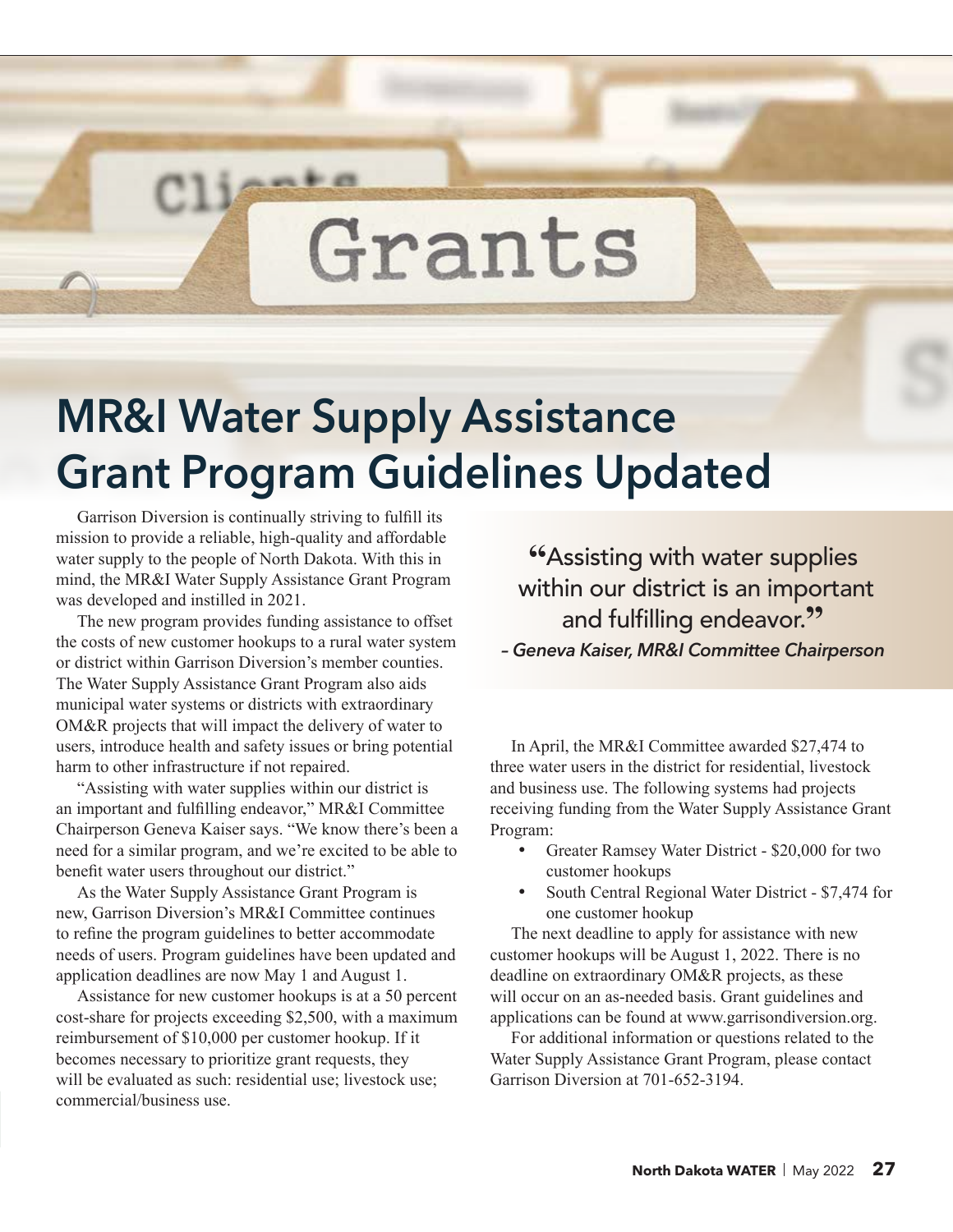# MR&I Water Supply Assistance Grant Program Guidelines Updated

Garrison Diversion is continually striving to fulfill its mission to provide a reliable, high-quality and affordable water supply to the people of North Dakota. With this in mind, the MR&I Water Supply Assistance Grant Program was developed and instilled in 2021.

The new program provides funding assistance to offset the costs of new customer hookups to a rural water system or district within Garrison Diversion's member counties. The Water Supply Assistance Grant Program also aids municipal water systems or districts with extraordinary OM&R projects that will impact the delivery of water to users, introduce health and safety issues or bring potential harm to other infrastructure if not repaired.

"Assisting with water supplies within our district is an important and fulfilling endeavor," MR&I Committee Chairperson Geneva Kaiser says. "We know there's been a need for a similar program, and we're excited to be able to benefit water users throughout our district."

As the Water Supply Assistance Grant Program is new, Garrison Diversion's MR&I Committee continues to refine the program guidelines to better accommodate needs of users. Program guidelines have been updated and application deadlines are now May 1 and August 1.

Assistance for new customer hookups is at a 50 percent cost-share for projects exceeding $2,500, with a maximum reimbursement of $10,000 per customer hookup. If it becomes necessary to prioritize grant requests, they will be evaluated as such: residential use; livestock use; commercial/business use.

> "Assisting with water supplies within our district is an important and fulfilling endeavor."
>
> *– Geneva Kaiser, MR&I Committee Chairperson*

In April, the MR&I Committee awarded $27,474 to three water users in the district for residential, livestock and business use. The following systems had projects receiving funding from the Water Supply Assistance Grant Program:

- Greater Ramsey Water District - $20,000 for two customer hookups
- South Central Regional Water District - $7,474 for one customer hookup

The next deadline to apply for assistance with new customer hookups will be August 1, 2022. There is no deadline on extraordinary OM&R projects, as these will occur on an as-needed basis. Grant guidelines and applications can be found at www.garrisondiversion.org.

For additional information or questions related to the Water Supply Assistance Grant Program, please contact Garrison Diversion at 701-652-3194.